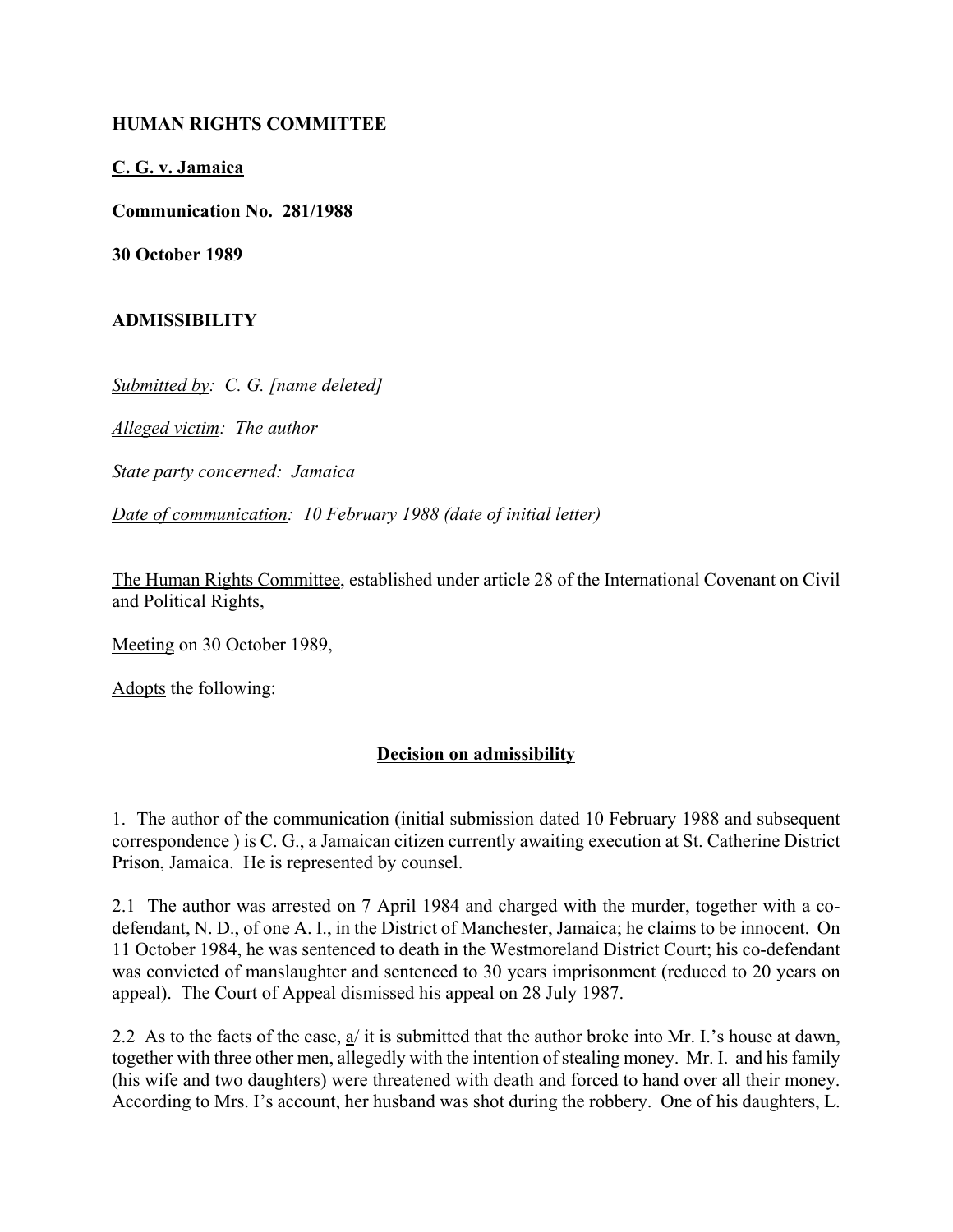**HUMAN RIGHTS COMMITTEE**

**C. G. v. Jamaica**

**Communication No. 281/1988**

**30 October 1989**

**ADMISSIBILITY**

*Submitted by: C. G. [name deleted]*

*Alleged victim: The author*

*State party concerned: Jamaica*

*Date of communication: 10 February 1988 (date of initial letter)*

The Human Rights Committee, established under article 28 of the International Covenant on Civil and Political Rights,

Meeting on 30 October 1989,

Adopts the following:

## Decision on admissibility

1. The author of the communication (initial submission dated 10 February 1988 and subsequent correspondence ) is C. G., a Jamaican citizen currently awaiting execution at St. Catherine District Prison, Jamaica. He is represented by counsel.

2.1 The author was arrested on 7 April 1984 and charged with the murder, together with a co-defendant, N. D., of one A. I., in the District of Manchester, Jamaica; he claims to be innocent. On 11 October 1984, he was sentenced to death in the Westmoreland District Court; his co-defendant was convicted of manslaughter and sentenced to 30 years imprisonment (reduced to 20 years on appeal). The Court of Appeal dismissed his appeal on 28 July 1987.

2.2 As to the facts of the case, a/ it is submitted that the author broke into Mr. I.'s house at dawn, together with three other men, allegedly with the intention of stealing money. Mr. I. and his family (his wife and two daughters) were threatened with death and forced to hand over all their money. According to Mrs. I's account, her husband was shot during the robbery. One of his daughters, L.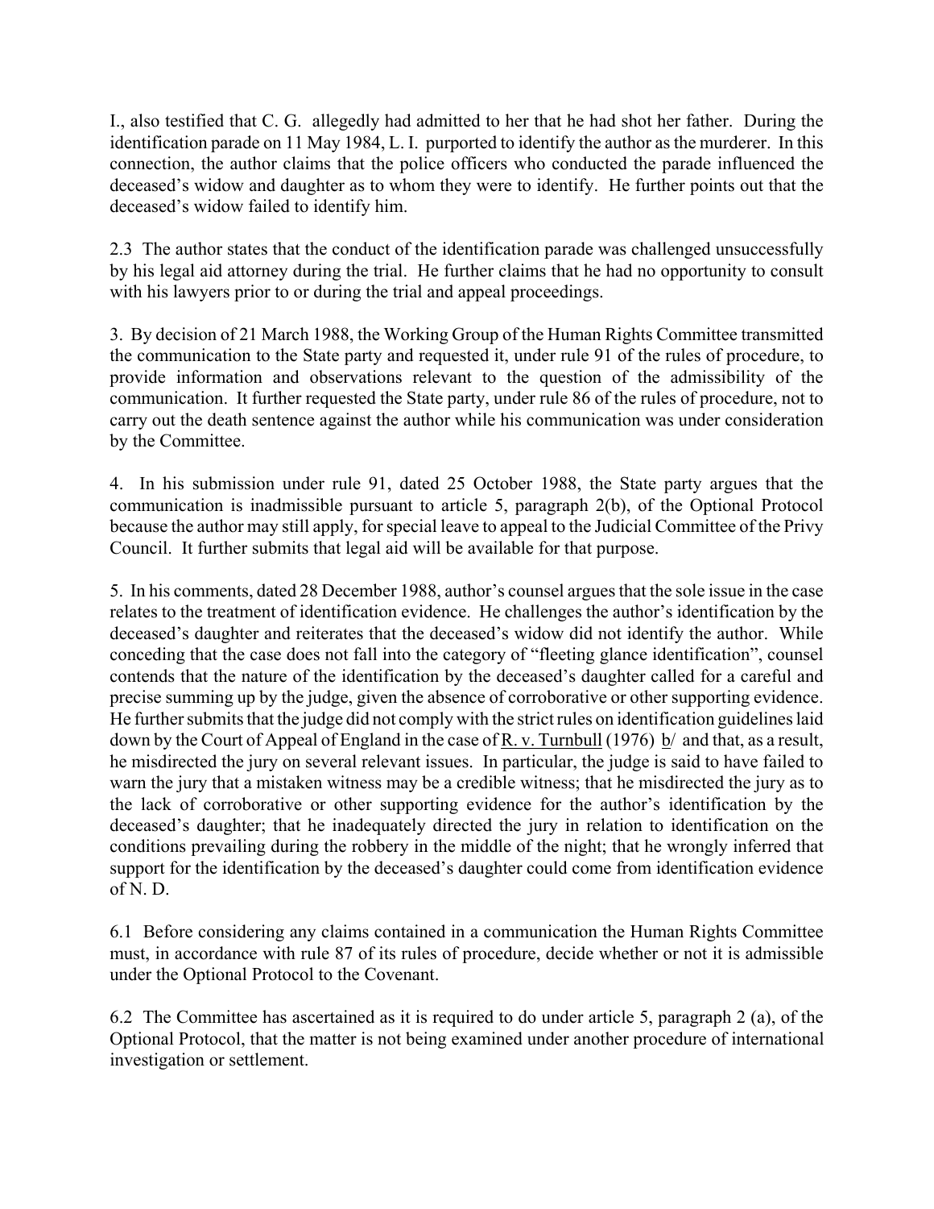I., also testified that C. G. allegedly had admitted to her that he had shot her father. During the identification parade on 11 May 1984, L. I. purported to identify the author as the murderer. In this connection, the author claims that the police officers who conducted the parade influenced the deceased's widow and daughter as to whom they were to identify. He further points out that the deceased's widow failed to identify him.

2.3 The author states that the conduct of the identification parade was challenged unsuccessfully by his legal aid attorney during the trial. He further claims that he had no opportunity to consult with his lawyers prior to or during the trial and appeal proceedings.

3. By decision of 21 March 1988, the Working Group of the Human Rights Committee transmitted the communication to the State party and requested it, under rule 91 of the rules of procedure, to provide information and observations relevant to the question of the admissibility of the communication. It further requested the State party, under rule 86 of the rules of procedure, not to carry out the death sentence against the author while his communication was under consideration by the Committee.

4. In his submission under rule 91, dated 25 October 1988, the State party argues that the communication is inadmissible pursuant to article 5, paragraph 2(b), of the Optional Protocol because the author may still apply, for special leave to appeal to the Judicial Committee of the Privy Council. It further submits that legal aid will be available for that purpose.

5. In his comments, dated 28 December 1988, author's counsel argues that the sole issue in the case relates to the treatment of identification evidence. He challenges the author's identification by the deceased's daughter and reiterates that the deceased's widow did not identify the author. While conceding that the case does not fall into the category of "fleeting glance identification", counsel contends that the nature of the identification by the deceased's daughter called for a careful and precise summing up by the judge, given the absence of corroborative or other supporting evidence. He further submits that the judge did not comply with the strict rules on identification guidelines laid down by the Court of Appeal of England in the case of R. v. Turnbull (1976) b/ and that, as a result, he misdirected the jury on several relevant issues. In particular, the judge is said to have failed to warn the jury that a mistaken witness may be a credible witness; that he misdirected the jury as to the lack of corroborative or other supporting evidence for the author's identification by the deceased's daughter; that he inadequately directed the jury in relation to identification on the conditions prevailing during the robbery in the middle of the night; that he wrongly inferred that support for the identification by the deceased's daughter could come from identification evidence of N. D.

6.1 Before considering any claims contained in a communication the Human Rights Committee must, in accordance with rule 87 of its rules of procedure, decide whether or not it is admissible under the Optional Protocol to the Covenant.

6.2 The Committee has ascertained as it is required to do under article 5, paragraph 2 (a), of the Optional Protocol, that the matter is not being examined under another procedure of international investigation or settlement.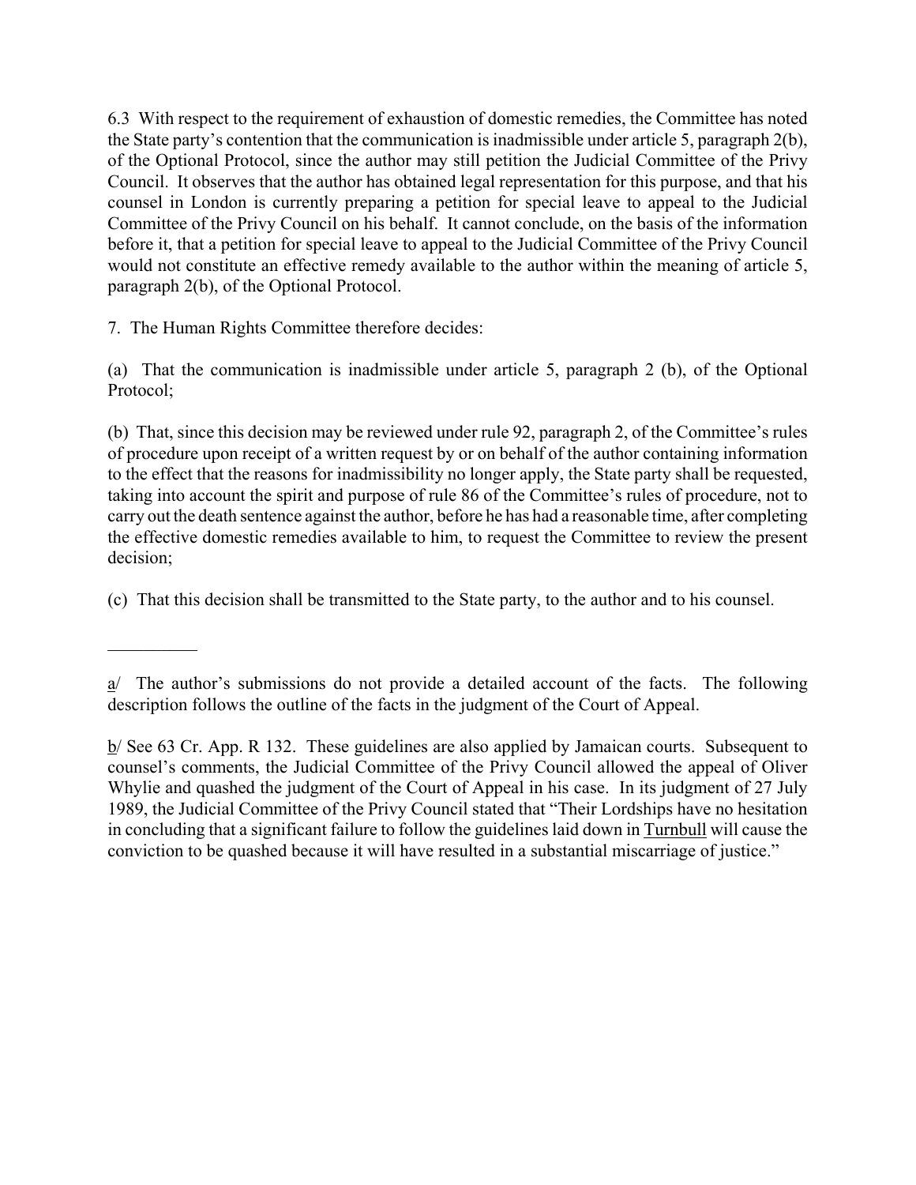6.3 With respect to the requirement of exhaustion of domestic remedies, the Committee has noted the State party's contention that the communication is inadmissible under article 5, paragraph 2(b), of the Optional Protocol, since the author may still petition the Judicial Committee of the Privy Council. It observes that the author has obtained legal representation for this purpose, and that his counsel in London is currently preparing a petition for special leave to appeal to the Judicial Committee of the Privy Council on his behalf. It cannot conclude, on the basis of the information before it, that a petition for special leave to appeal to the Judicial Committee of the Privy Council would not constitute an effective remedy available to the author within the meaning of article 5, paragraph 2(b), of the Optional Protocol.

7. The Human Rights Committee therefore decides:

(a) That the communication is inadmissible under article 5, paragraph 2 (b), of the Optional Protocol;

(b) That, since this decision may be reviewed under rule 92, paragraph 2, of the Committee's rules of procedure upon receipt of a written request by or on behalf of the author containing information to the effect that the reasons for inadmissibility no longer apply, the State party shall be requested, taking into account the spirit and purpose of rule 86 of the Committee's rules of procedure, not to carry out the death sentence against the author, before he has had a reasonable time, after completing the effective domestic remedies available to him, to request the Committee to review the present decision;

(c) That this decision shall be transmitted to the State party, to the author and to his counsel.

---

a/ The author's submissions do not provide a detailed account of the facts. The following description follows the outline of the facts in the judgment of the Court of Appeal.

b/ See 63 Cr. App. R 132. These guidelines are also applied by Jamaican courts. Subsequent to counsel's comments, the Judicial Committee of the Privy Council allowed the appeal of Oliver Whylie and quashed the judgment of the Court of Appeal in his case. In its judgment of 27 July 1989, the Judicial Committee of the Privy Council stated that "Their Lordships have no hesitation in concluding that a significant failure to follow the guidelines laid down in Turnbull will cause the conviction to be quashed because it will have resulted in a substantial miscarriage of justice."